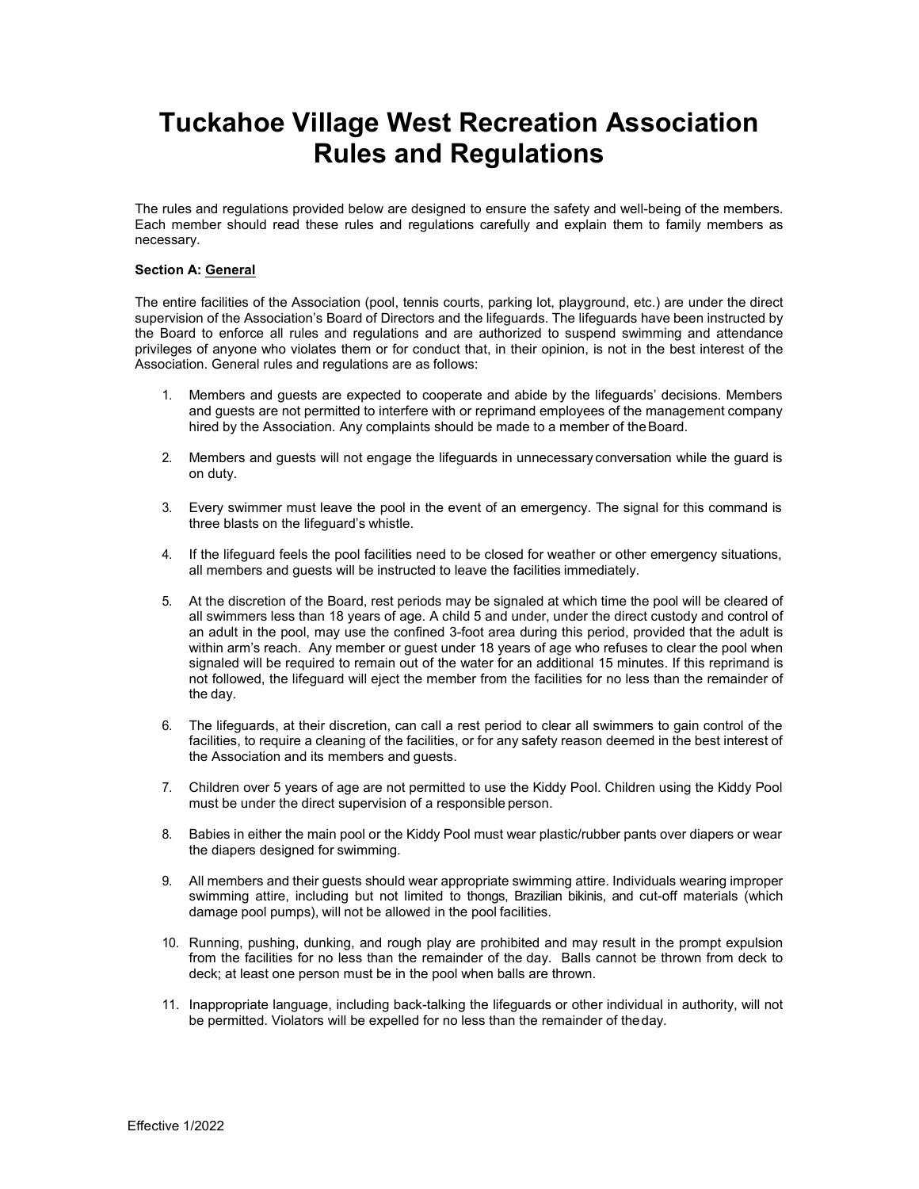# Tuckahoe Village West Recreation Association Rules and Regulations

The rules and regulations provided below are designed to ensure the safety and well-being of the members. Each member should read these rules and regulations carefully and explain them to family members as necessary.

**Section A: General**

The entire facilities of the Association (pool, tennis courts, parking lot, playground, etc.) are under the direct supervision of the Association's Board of Directors and the lifeguards. The lifeguards have been instructed by the Board to enforce all rules and regulations and are authorized to suspend swimming and attendance privileges of anyone who violates them or for conduct that, in their opinion, is not in the best interest of the Association. General rules and regulations are as follows:

1. Members and guests are expected to cooperate and abide by the lifeguards' decisions. Members and guests are not permitted to interfere with or reprimand employees of the management company hired by the Association. Any complaints should be made to a member of the Board.

2. Members and guests will not engage the lifeguards in unnecessary conversation while the guard is on duty.

3. Every swimmer must leave the pool in the event of an emergency. The signal for this command is three blasts on the lifeguard's whistle.

4. If the lifeguard feels the pool facilities need to be closed for weather or other emergency situations, all members and guests will be instructed to leave the facilities immediately.

5. At the discretion of the Board, rest periods may be signaled at which time the pool will be cleared of all swimmers less than 18 years of age. A child 5 and under, under the direct custody and control of an adult in the pool, may use the confined 3-foot area during this period, provided that the adult is within arm's reach. Any member or guest under 18 years of age who refuses to clear the pool when signaled will be required to remain out of the water for an additional 15 minutes. If this reprimand is not followed, the lifeguard will eject the member from the facilities for no less than the remainder of the day.

6. The lifeguards, at their discretion, can call a rest period to clear all swimmers to gain control of the facilities, to require a cleaning of the facilities, or for any safety reason deemed in the best interest of the Association and its members and guests.

7. Children over 5 years of age are not permitted to use the Kiddy Pool. Children using the Kiddy Pool must be under the direct supervision of a responsible person.

8. Babies in either the main pool or the Kiddy Pool must wear plastic/rubber pants over diapers or wear the diapers designed for swimming.

9. All members and their guests should wear appropriate swimming attire. Individuals wearing improper swimming attire, including but not limited to thongs, Brazilian bikinis, and cut-off materials (which damage pool pumps), will not be allowed in the pool facilities.

10. Running, pushing, dunking, and rough play are prohibited and may result in the prompt expulsion from the facilities for no less than the remainder of the day. Balls cannot be thrown from deck to deck; at least one person must be in the pool when balls are thrown.

11. Inappropriate language, including back-talking the lifeguards or other individual in authority, will not be permitted. Violators will be expelled for no less than the remainder of the day.

Effective 1/2022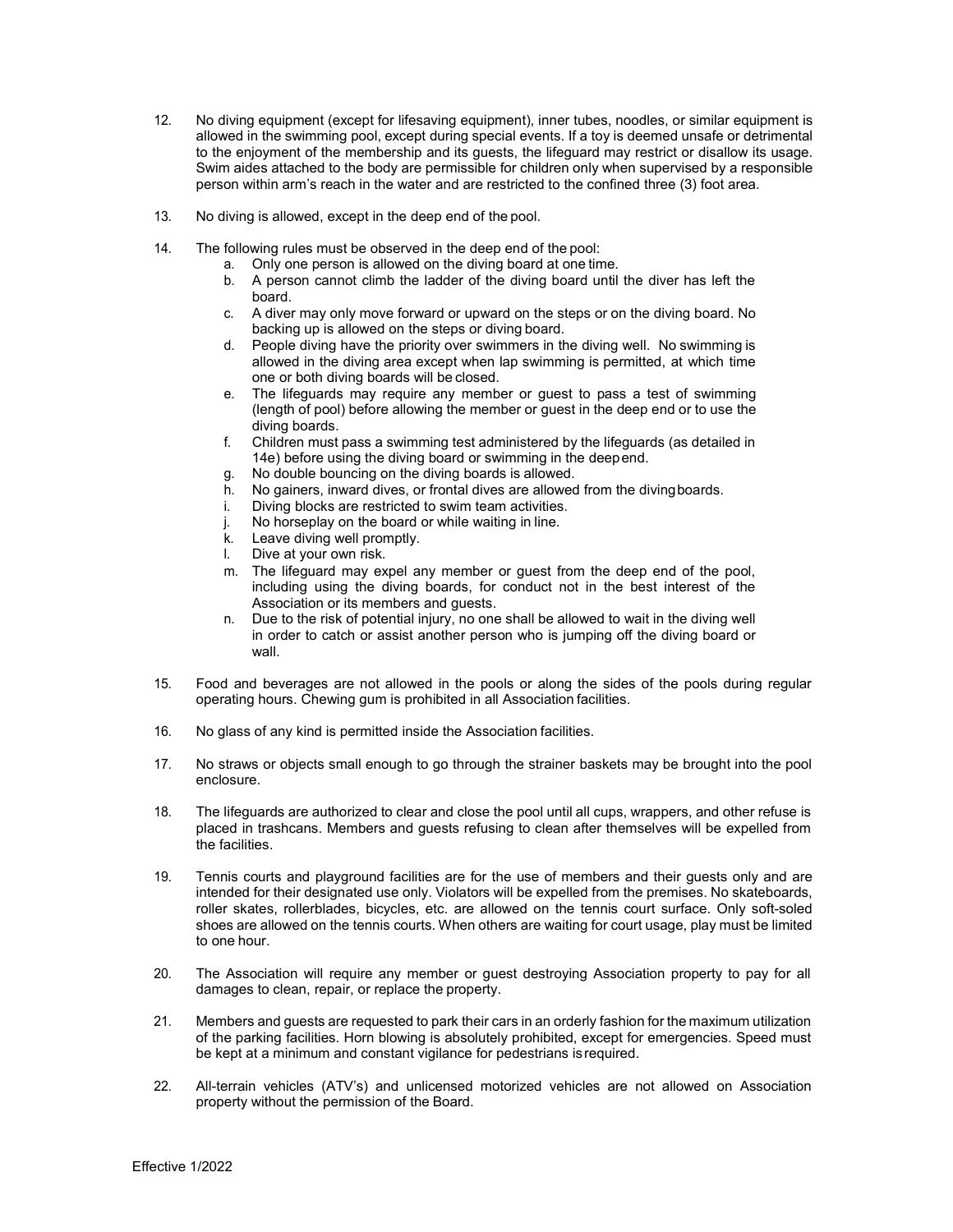12. No diving equipment (except for lifesaving equipment), inner tubes, noodles, or similar equipment is allowed in the swimming pool, except during special events. If a toy is deemed unsafe or detrimental to the enjoyment of the membership and its guests, the lifeguard may restrict or disallow its usage. Swim aides attached to the body are permissible for children only when supervised by a responsible person within arm's reach in the water and are restricted to the confined three (3) foot area.

13. No diving is allowed, except in the deep end of the pool.

14. The following rules must be observed in the deep end of the pool:
    a. Only one person is allowed on the diving board at one time.
    b. A person cannot climb the ladder of the diving board until the diver has left the board.
    c. A diver may only move forward or upward on the steps or on the diving board. No backing up is allowed on the steps or diving board.
    d. People diving have the priority over swimmers in the diving well. No swimming is allowed in the diving area except when lap swimming is permitted, at which time one or both diving boards will be closed.
    e. The lifeguards may require any member or guest to pass a test of swimming (length of pool) before allowing the member or guest in the deep end or to use the diving boards.
    f. Children must pass a swimming test administered by the lifeguards (as detailed in 14e) before using the diving board or swimming in the deep end.
    g. No double bouncing on the diving boards is allowed.
    h. No gainers, inward dives, or frontal dives are allowed from the diving boards.
    i. Diving blocks are restricted to swim team activities.
    j. No horseplay on the board or while waiting in line.
    k. Leave diving well promptly.
    l. Dive at your own risk.
    m. The lifeguard may expel any member or guest from the deep end of the pool, including using the diving boards, for conduct not in the best interest of the Association or its members and guests.
    n. Due to the risk of potential injury, no one shall be allowed to wait in the diving well in order to catch or assist another person who is jumping off the diving board or wall.

15. Food and beverages are not allowed in the pools or along the sides of the pools during regular operating hours. Chewing gum is prohibited in all Association facilities.

16. No glass of any kind is permitted inside the Association facilities.

17. No straws or objects small enough to go through the strainer baskets may be brought into the pool enclosure.

18. The lifeguards are authorized to clear and close the pool until all cups, wrappers, and other refuse is placed in trashcans. Members and guests refusing to clean after themselves will be expelled from the facilities.

19. Tennis courts and playground facilities are for the use of members and their guests only and are intended for their designated use only. Violators will be expelled from the premises. No skateboards, roller skates, rollerblades, bicycles, etc. are allowed on the tennis court surface. Only soft-soled shoes are allowed on the tennis courts. When others are waiting for court usage, play must be limited to one hour.

20. The Association will require any member or guest destroying Association property to pay for all damages to clean, repair, or replace the property.

21. Members and guests are requested to park their cars in an orderly fashion for the maximum utilization of the parking facilities. Horn blowing is absolutely prohibited, except for emergencies. Speed must be kept at a minimum and constant vigilance for pedestrians is required.

22. All-terrain vehicles (ATV's) and unlicensed motorized vehicles are not allowed on Association property without the permission of the Board.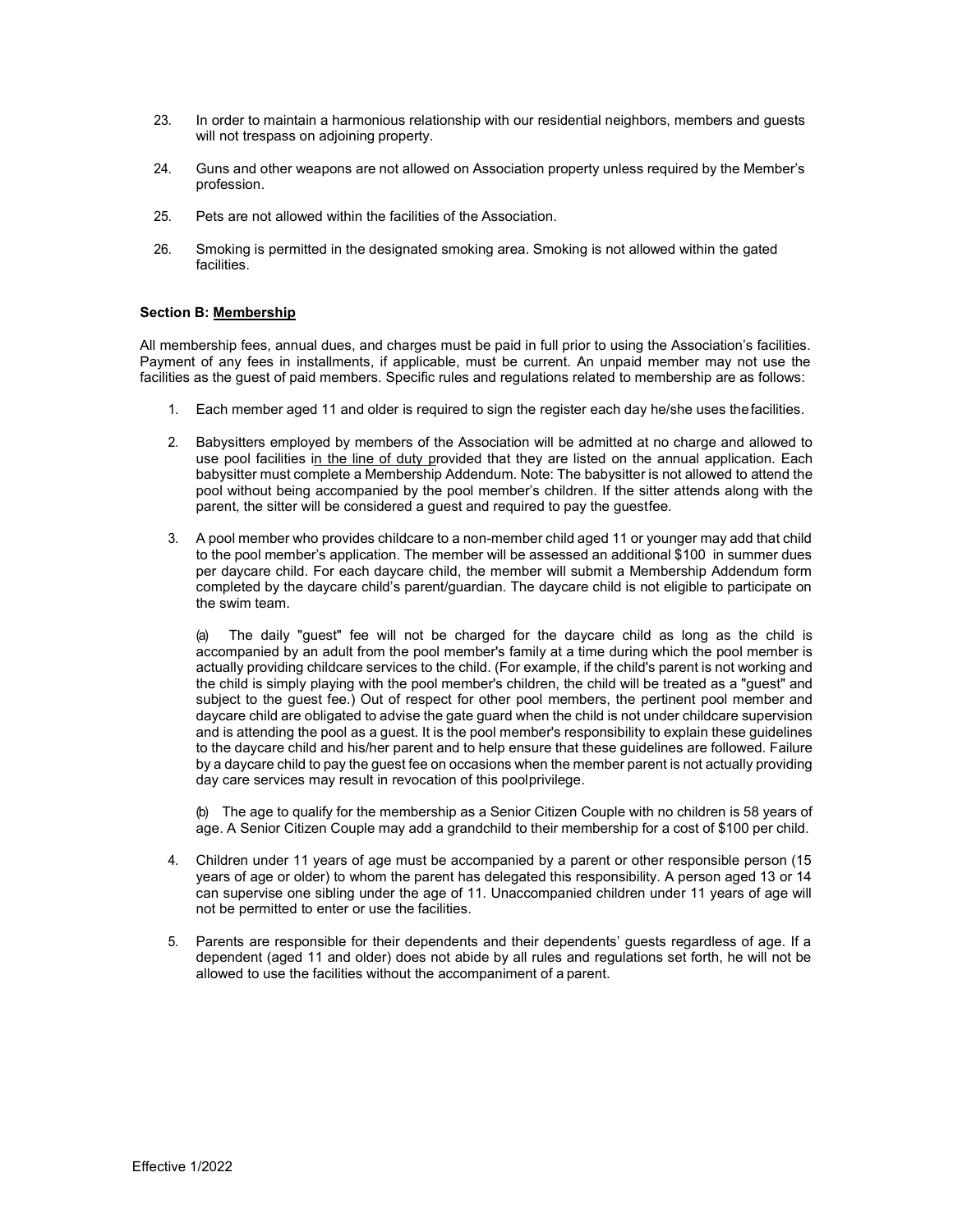23. In order to maintain a harmonious relationship with our residential neighbors, members and guests will not trespass on adjoining property.

24. Guns and other weapons are not allowed on Association property unless required by the Member's profession.

25. Pets are not allowed within the facilities of the Association.

26. Smoking is permitted in the designated smoking area. Smoking is not allowed within the gated facilities.

**Section B: Membership**

All membership fees, annual dues, and charges must be paid in full prior to using the Association's facilities. Payment of any fees in installments, if applicable, must be current. An unpaid member may not use the facilities as the guest of paid members. Specific rules and regulations related to membership are as follows:

1. Each member aged 11 and older is required to sign the register each day he/she uses the facilities.

2. Babysitters employed by members of the Association will be admitted at no charge and allowed to use pool facilities in the line of duty provided that they are listed on the annual application. Each babysitter must complete a Membership Addendum. Note: The babysitter is not allowed to attend the pool without being accompanied by the pool member's children. If the sitter attends along with the parent, the sitter will be considered a guest and required to pay the guest fee.

3. A pool member who provides childcare to a non-member child aged 11 or younger may add that child to the pool member's application. The member will be assessed an additional $100 in summer dues per daycare child. For each daycare child, the member will submit a Membership Addendum form completed by the daycare child's parent/guardian. The daycare child is not eligible to participate on the swim team.

   (a) The daily "guest" fee will not be charged for the daycare child as long as the child is accompanied by an adult from the pool member's family at a time during which the pool member is actually providing childcare services to the child. (For example, if the child's parent is not working and the child is simply playing with the pool member's children, the child will be treated as a "guest" and subject to the guest fee.) Out of respect for other pool members, the pertinent pool member and daycare child are obligated to advise the gate guard when the child is not under childcare supervision and is attending the pool as a guest. It is the pool member's responsibility to explain these guidelines to the daycare child and his/her parent and to help ensure that these guidelines are followed. Failure by a daycare child to pay the guest fee on occasions when the member parent is not actually providing day care services may result in revocation of this pool privilege.

   (b) The age to qualify for the membership as a Senior Citizen Couple with no children is 58 years of age. A Senior Citizen Couple may add a grandchild to their membership for a cost of $100 per child.

4. Children under 11 years of age must be accompanied by a parent or other responsible person (15 years of age or older) to whom the parent has delegated this responsibility. A person aged 13 or 14 can supervise one sibling under the age of 11. Unaccompanied children under 11 years of age will not be permitted to enter or use the facilities.

5. Parents are responsible for their dependents and their dependents' guests regardless of age. If a dependent (aged 11 and older) does not abide by all rules and regulations set forth, he will not be allowed to use the facilities without the accompaniment of a parent.

Effective 1/2022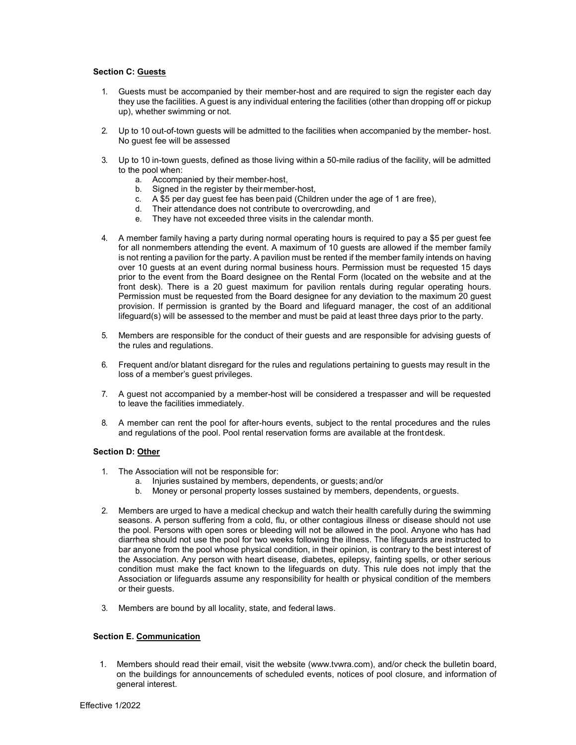### Section C: Guests

1. Guests must be accompanied by their member-host and are required to sign the register each day they use the facilities. A guest is any individual entering the facilities (other than dropping off or pickup up), whether swimming or not.

2. Up to 10 out-of-town guests will be admitted to the facilities when accompanied by the member- host. No guest fee will be assessed

3. Up to 10 in-town guests, defined as those living within a 50-mile radius of the facility, will be admitted to the pool when:
   a. Accompanied by their member-host,
   b. Signed in the register by their member-host,
   c. A $5 per day guest fee has been paid (Children under the age of 1 are free),
   d. Their attendance does not contribute to overcrowding, and
   e. They have not exceeded three visits in the calendar month.

4. A member family having a party during normal operating hours is required to pay a $5 per guest fee for all nonmembers attending the event. A maximum of 10 guests are allowed if the member family is not renting a pavilion for the party. A pavilion must be rented if the member family intends on having over 10 guests at an event during normal business hours. Permission must be requested 15 days prior to the event from the Board designee on the Rental Form (located on the website and at the front desk). There is a 20 guest maximum for pavilion rentals during regular operating hours. Permission must be requested from the Board designee for any deviation to the maximum 20 guest provision. If permission is granted by the Board and lifeguard manager, the cost of an additional lifeguard(s) will be assessed to the member and must be paid at least three days prior to the party.

5. Members are responsible for the conduct of their guests and are responsible for advising guests of the rules and regulations.

6. Frequent and/or blatant disregard for the rules and regulations pertaining to guests may result in the loss of a member's guest privileges.

7. A guest not accompanied by a member-host will be considered a trespasser and will be requested to leave the facilities immediately.

8. A member can rent the pool for after-hours events, subject to the rental procedures and the rules and regulations of the pool. Pool rental reservation forms are available at the front desk.

### Section D: Other

1. The Association will not be responsible for:
   a. Injuries sustained by members, dependents, or guests; and/or
   b. Money or personal property losses sustained by members, dependents, or guests.

2. Members are urged to have a medical checkup and watch their health carefully during the swimming seasons. A person suffering from a cold, flu, or other contagious illness or disease should not use the pool. Persons with open sores or bleeding will not be allowed in the pool. Anyone who has had diarrhea should not use the pool for two weeks following the illness. The lifeguards are instructed to bar anyone from the pool whose physical condition, in their opinion, is contrary to the best interest of the Association. Any person with heart disease, diabetes, epilepsy, fainting spells, or other serious condition must make the fact known to the lifeguards on duty. This rule does not imply that the Association or lifeguards assume any responsibility for health or physical condition of the members or their guests.

3. Members are bound by all locality, state, and federal laws.

### Section E. Communication

1. Members should read their email, visit the website (www.tvwra.com), and/or check the bulletin board, on the buildings for announcements of scheduled events, notices of pool closure, and information of general interest.

Effective 1/2022